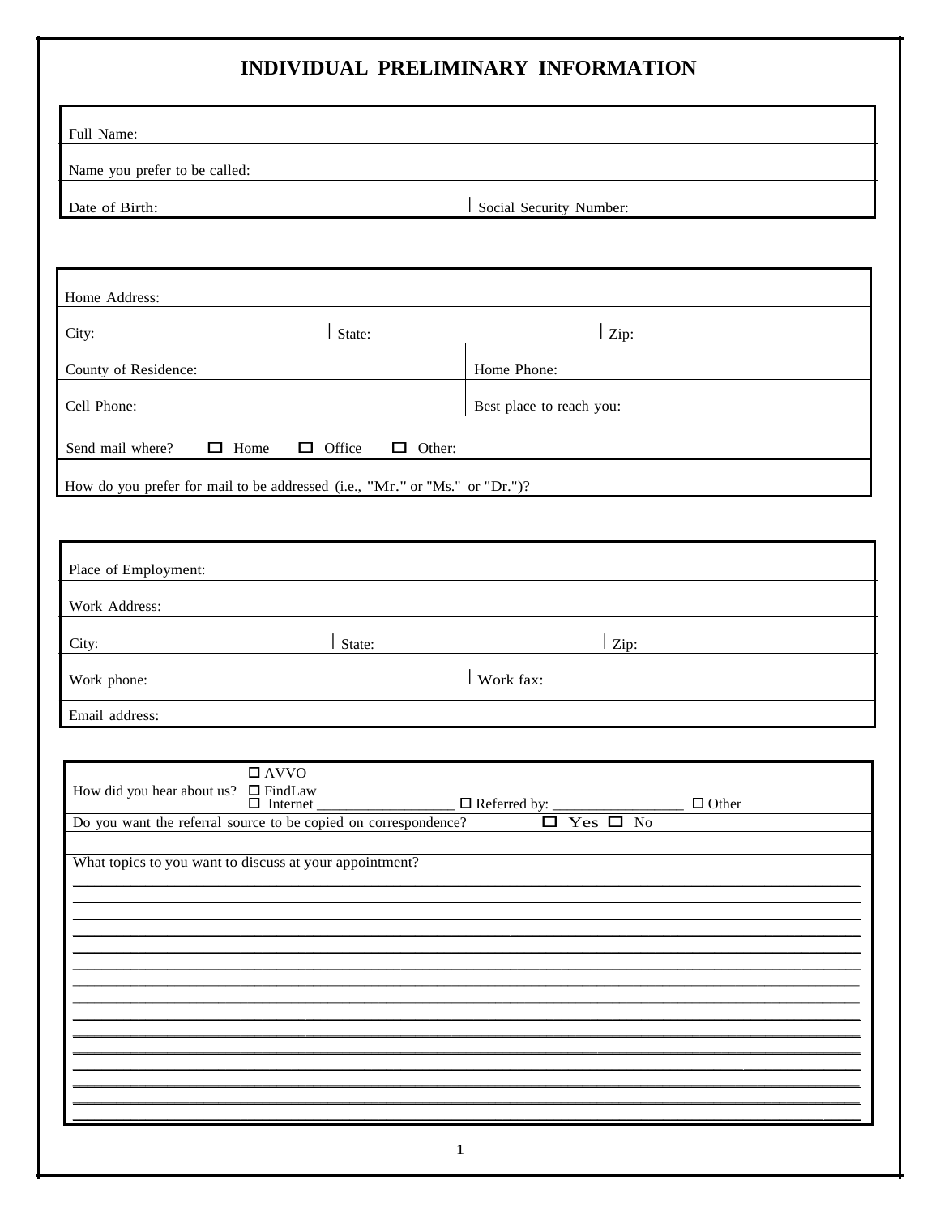# INDIVIDUAL PRELIMINARY INFORMATION

Full Name:

Name you prefer to be called:

Date of Birth: | Social Security Number:

---

Home Address:

City: | State: | Zip:

County of Residence: | Home Phone:

Cell Phone: | Best place to reach you:

Send mail where? ☐ Home ☐ Office ☐ Other:

How do you prefer for mail to be addressed (i.e., "Mr." or "Ms." or "Dr.")?

---

Place of Employment:

Work Address:

City: | State: | Zip:

Work phone: | Work fax:

Email address:

---

How did you hear about us? ☐ AVVO ☐ FindLaw ☐ Internet ___________________ ☐ Referred by: _________________ ☐ Other

Do you want the referral source to be copied on correspondence? ☐ Yes ☐ No

What topics to you want to discuss at your appointment?

______________________________________________________________________________

______________________________________________________________________________

______________________________________________________________________________

______________________________________________________________________________

______________________________________________________________________________

______________________________________________________________________________

______________________________________________________________________________

______________________________________________________________________________

______________________________________________________________________________

______________________________________________________________________________

______________________________________________________________________________

______________________________________________________________________________

______________________________________________________________________________

______________________________________________________________________________

______________________________________________________________________________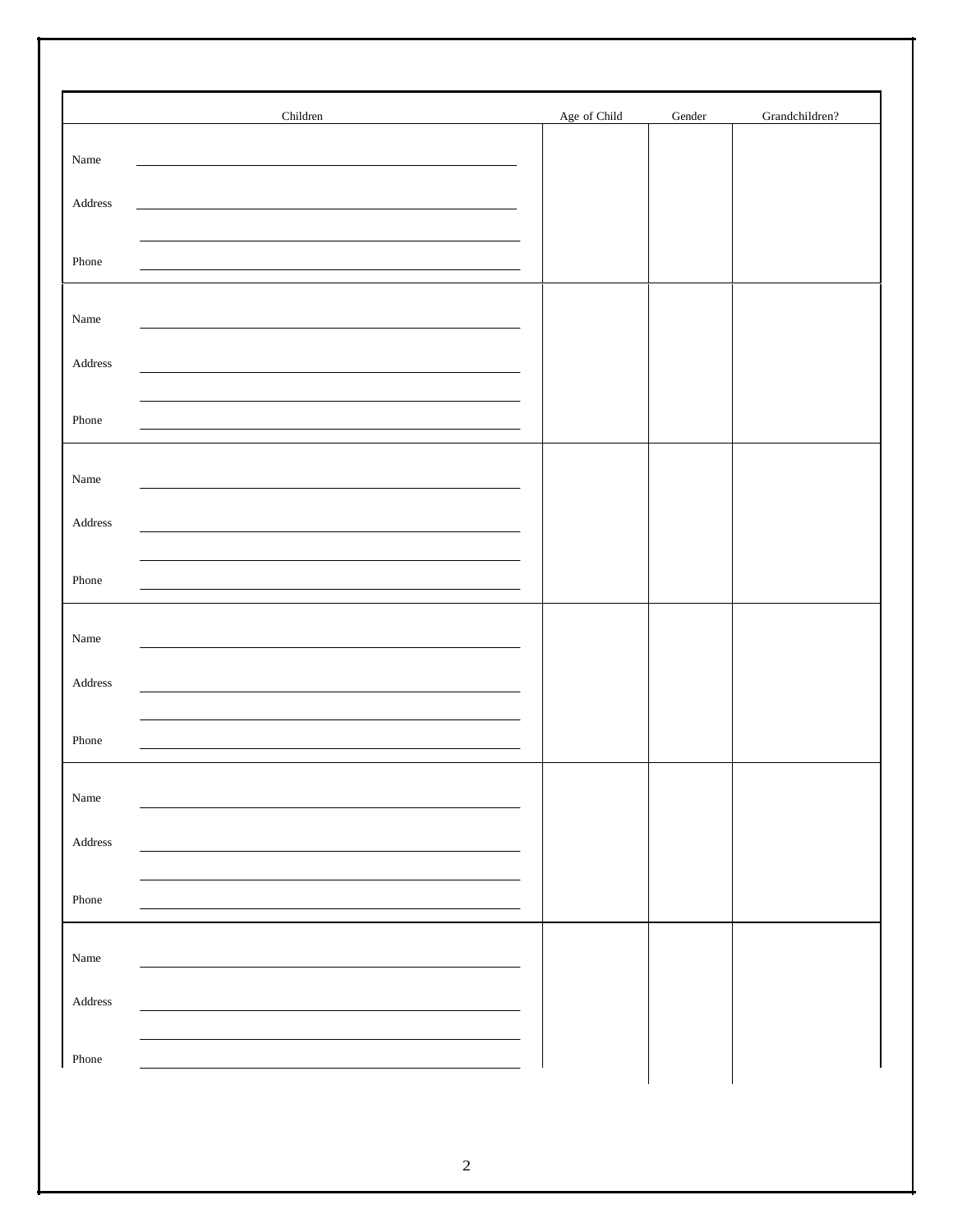| Children | Age of Child | Gender | Grandchildren? |
| --- | --- | --- | --- |
| Name ______________________<br>Address ______________________<br>______________________<br>Phone ______________________ | | | |
| Name ______________________<br>Address ______________________<br>______________________<br>Phone ______________________ | | | |
| Name ______________________<br>Address ______________________<br>______________________<br>Phone ______________________ | | | |
| Name ______________________<br>Address ______________________<br>______________________<br>Phone ______________________ | | | |
| Name ______________________<br>Address ______________________<br>______________________<br>Phone ______________________ | | | |
| Name ______________________<br>Address ______________________<br>______________________<br>Phone ______________________ | | | |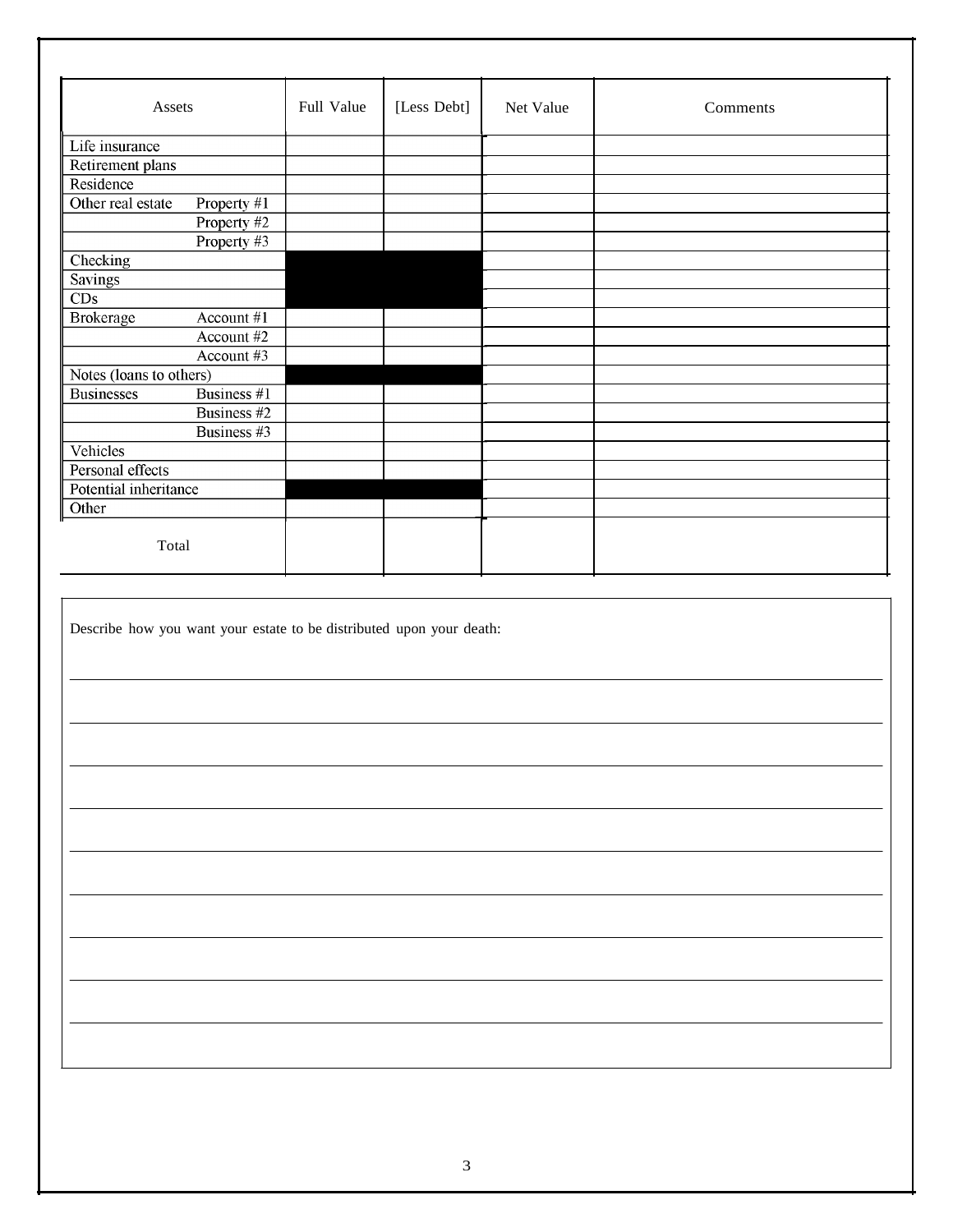| Assets | | Full Value | [Less Debt] | Net Value | Comments |
|---|---|---|---|---|---|
| Life insurance | | | | | |
| Retirement plans | | | | | |
| Residence | | | | | |
| Other real estate | Property #1 | | | | |
| | Property #2 | | | | |
| | Property #3 | | | | |
| Checking | | | | | |
| Savings | | | | | |
| CDs | | | | | |
| Brokerage | Account #1 | | | | |
| | Account #2 | | | | |
| | Account #3 | | | | |
| Notes (loans to others) | | | | | |
| Businesses | Business #1 | | | | |
| | Business #2 | | | | |
| | Business #3 | | | | |
| Vehicles | | | | | |
| Personal effects | | | | | |
| Potential inheritance | | | | | |
| Other | | | | | |
| Total | | | | | |

Describe how you want your estate to be distributed upon your death:

\_\_\_\_\_\_\_\_\_\_\_\_\_\_\_\_\_\_\_\_\_\_\_\_\_\_\_\_\_\_\_\_\_\_\_\_\_\_\_\_\_\_\_\_\_\_\_\_\_\_\_\_\_\_\_\_\_\_\_\_\_\_\_\_\_\_\_\_\_\_\_\_\_\_\_\_

\_\_\_\_\_\_\_\_\_\_\_\_\_\_\_\_\_\_\_\_\_\_\_\_\_\_\_\_\_\_\_\_\_\_\_\_\_\_\_\_\_\_\_\_\_\_\_\_\_\_\_\_\_\_\_\_\_\_\_\_\_\_\_\_\_\_\_\_\_\_\_\_\_\_\_\_

\_\_\_\_\_\_\_\_\_\_\_\_\_\_\_\_\_\_\_\_\_\_\_\_\_\_\_\_\_\_\_\_\_\_\_\_\_\_\_\_\_\_\_\_\_\_\_\_\_\_\_\_\_\_\_\_\_\_\_\_\_\_\_\_\_\_\_\_\_\_\_\_\_\_\_\_

\_\_\_\_\_\_\_\_\_\_\_\_\_\_\_\_\_\_\_\_\_\_\_\_\_\_\_\_\_\_\_\_\_\_\_\_\_\_\_\_\_\_\_\_\_\_\_\_\_\_\_\_\_\_\_\_\_\_\_\_\_\_\_\_\_\_\_\_\_\_\_\_\_\_\_\_

\_\_\_\_\_\_\_\_\_\_\_\_\_\_\_\_\_\_\_\_\_\_\_\_\_\_\_\_\_\_\_\_\_\_\_\_\_\_\_\_\_\_\_\_\_\_\_\_\_\_\_\_\_\_\_\_\_\_\_\_\_\_\_\_\_\_\_\_\_\_\_\_\_\_\_\_

\_\_\_\_\_\_\_\_\_\_\_\_\_\_\_\_\_\_\_\_\_\_\_\_\_\_\_\_\_\_\_\_\_\_\_\_\_\_\_\_\_\_\_\_\_\_\_\_\_\_\_\_\_\_\_\_\_\_\_\_\_\_\_\_\_\_\_\_\_\_\_\_\_\_\_\_

\_\_\_\_\_\_\_\_\_\_\_\_\_\_\_\_\_\_\_\_\_\_\_\_\_\_\_\_\_\_\_\_\_\_\_\_\_\_\_\_\_\_\_\_\_\_\_\_\_\_\_\_\_\_\_\_\_\_\_\_\_\_\_\_\_\_\_\_\_\_\_\_\_\_\_\_

\_\_\_\_\_\_\_\_\_\_\_\_\_\_\_\_\_\_\_\_\_\_\_\_\_\_\_\_\_\_\_\_\_\_\_\_\_\_\_\_\_\_\_\_\_\_\_\_\_\_\_\_\_\_\_\_\_\_\_\_\_\_\_\_\_\_\_\_\_\_\_\_\_\_\_\_

\_\_\_\_\_\_\_\_\_\_\_\_\_\_\_\_\_\_\_\_\_\_\_\_\_\_\_\_\_\_\_\_\_\_\_\_\_\_\_\_\_\_\_\_\_\_\_\_\_\_\_\_\_\_\_\_\_\_\_\_\_\_\_\_\_\_\_\_\_\_\_\_\_\_\_\_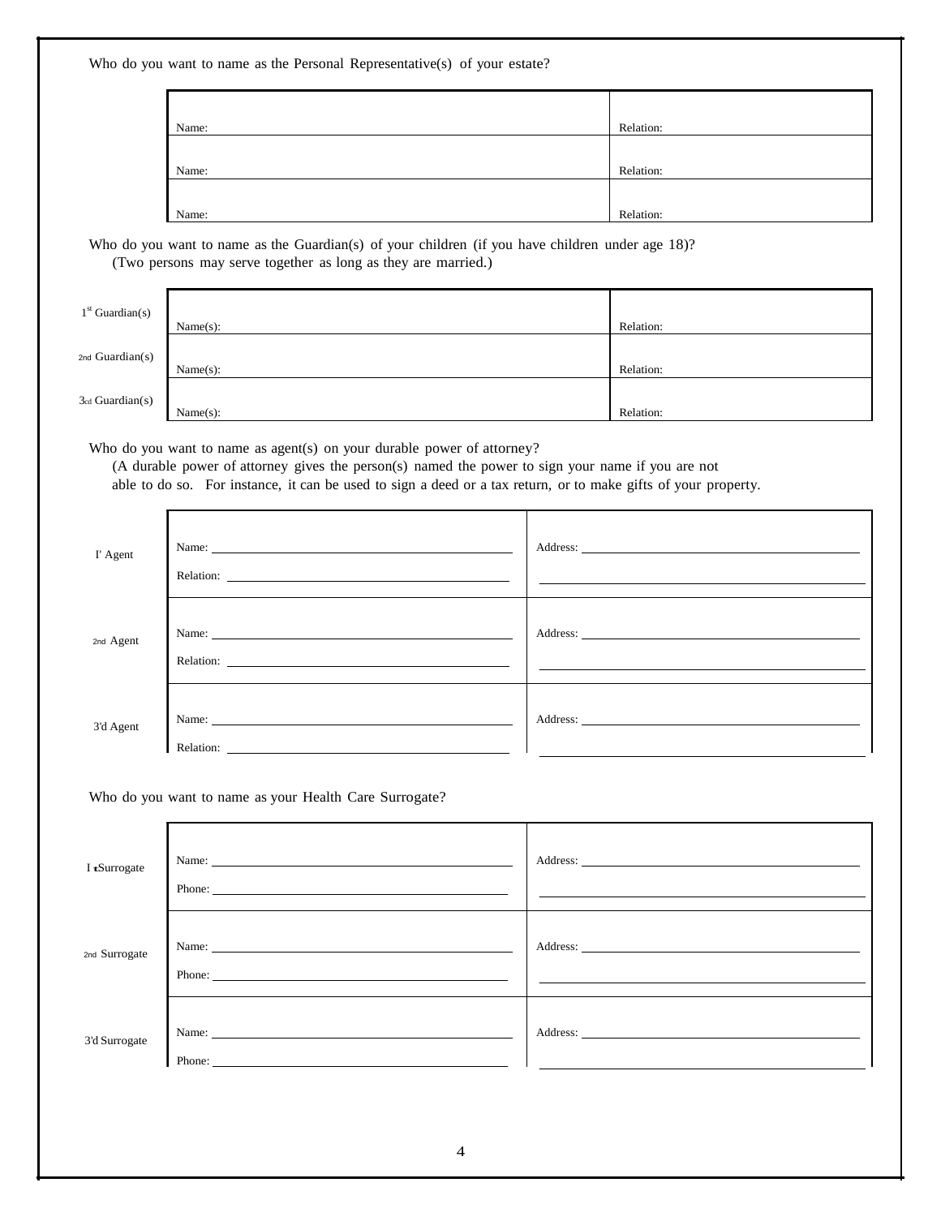Who do you want to name as the Personal Representative(s) of your estate?

| | |
|---|---|
| Name: | Relation: |
| Name: | Relation: |
| Name: | Relation: |

Who do you want to name as the Guardian(s) of your children (if you have children under age 18)?
(Two persons may serve together as long as they are married.)

| | | |
|---|---|---|
| 1st Guardian(s) | Name(s): | Relation: |
| 2nd Guardian(s) | Name(s): | Relation: |
| 3rd Guardian(s) | Name(s): | Relation: |

Who do you want to name as agent(s) on your durable power of attorney?
(A durable power of attorney gives the person(s) named the power to sign your name if you are not able to do so. For instance, it can be used to sign a deed or a tax return, or to make gifts of your property.

| | | |
|---|---|---|
| 1st Agent | Name: <br> Relation: | Address: |
| 2nd Agent | Name: <br> Relation: | Address: |
| 3rd Agent | Name: <br> Relation: | Address: |

Who do you want to name as your Health Care Surrogate?

| | | |
|---|---|---|
| 1st Surrogate | Name: <br> Phone: | Address: |
| 2nd Surrogate | Name: <br> Phone: | Address: |
| 3rd Surrogate | Name: <br> Phone: | Address: |